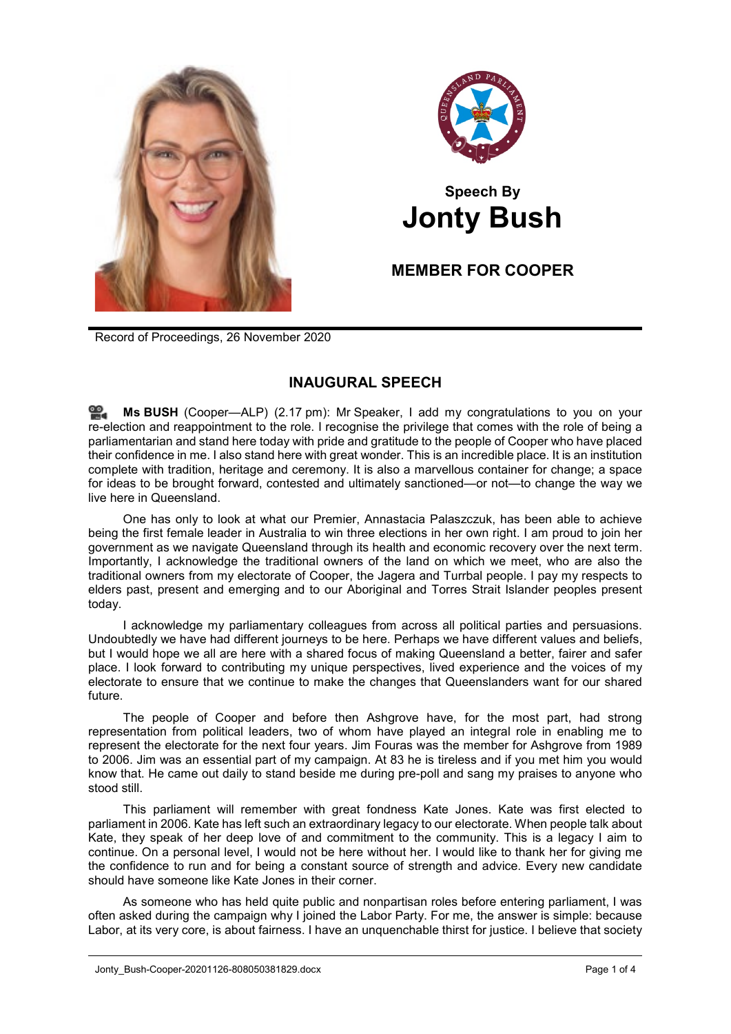Speech By
# Jonty Bush

## MEMBER FOR COOPER

Record of Proceedings, 26 November 2020

## INAUGURAL SPEECH

**Ms BUSH** (Cooper—ALP) (2.17 pm): Mr Speaker, I add my congratulations to you on your re-election and reappointment to the role. I recognise the privilege that comes with the role of being a parliamentarian and stand here today with pride and gratitude to the people of Cooper who have placed their confidence in me. I also stand here with great wonder. This is an incredible place. It is an institution complete with tradition, heritage and ceremony. It is also a marvellous container for change; a space for ideas to be brought forward, contested and ultimately sanctioned—or not—to change the way we live here in Queensland.

One has only to look at what our Premier, Annastacia Palaszczuk, has been able to achieve being the first female leader in Australia to win three elections in her own right. I am proud to join her government as we navigate Queensland through its health and economic recovery over the next term. Importantly, I acknowledge the traditional owners of the land on which we meet, who are also the traditional owners from my electorate of Cooper, the Jagera and Turrbal people. I pay my respects to elders past, present and emerging and to our Aboriginal and Torres Strait Islander peoples present today.

I acknowledge my parliamentary colleagues from across all political parties and persuasions. Undoubtedly we have had different journeys to be here. Perhaps we have different values and beliefs, but I would hope we all are here with a shared focus of making Queensland a better, fairer and safer place. I look forward to contributing my unique perspectives, lived experience and the voices of my electorate to ensure that we continue to make the changes that Queenslanders want for our shared future.

The people of Cooper and before then Ashgrove have, for the most part, had strong representation from political leaders, two of whom have played an integral role in enabling me to represent the electorate for the next four years. Jim Fouras was the member for Ashgrove from 1989 to 2006. Jim was an essential part of my campaign. At 83 he is tireless and if you met him you would know that. He came out daily to stand beside me during pre-poll and sang my praises to anyone who stood still.

This parliament will remember with great fondness Kate Jones. Kate was first elected to parliament in 2006. Kate has left such an extraordinary legacy to our electorate. When people talk about Kate, they speak of her deep love of and commitment to the community. This is a legacy I aim to continue. On a personal level, I would not be here without her. I would like to thank her for giving me the confidence to run and for being a constant source of strength and advice. Every new candidate should have someone like Kate Jones in their corner.

As someone who has held quite public and nonpartisan roles before entering parliament, I was often asked during the campaign why I joined the Labor Party. For me, the answer is simple: because Labor, at its very core, is about fairness. I have an unquenchable thirst for justice. I believe that society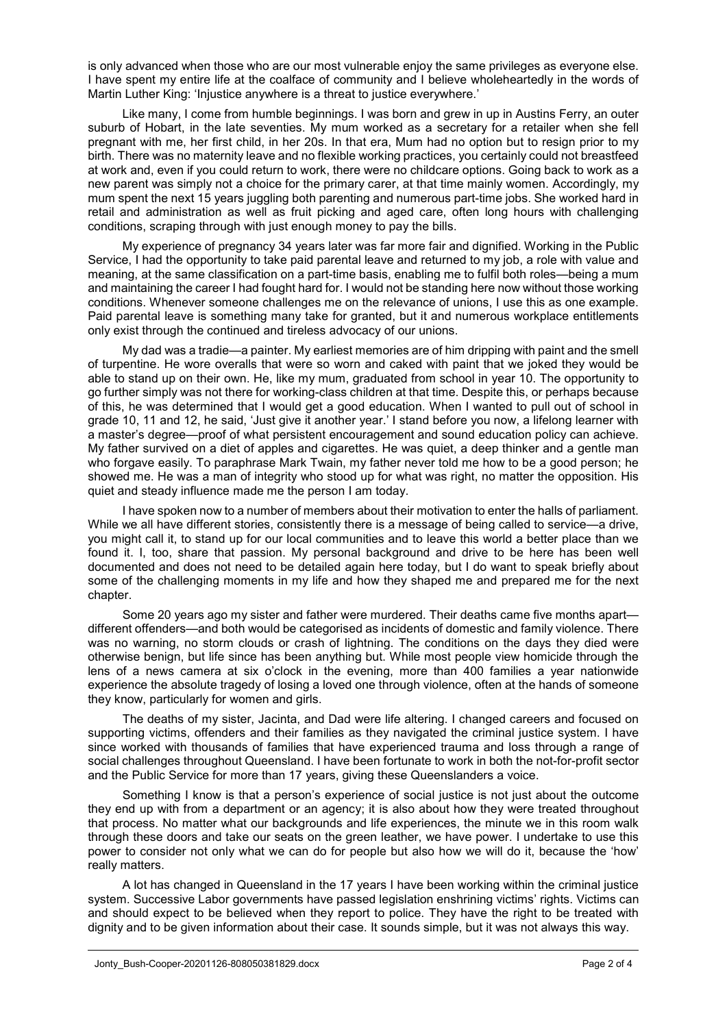is only advanced when those who are our most vulnerable enjoy the same privileges as everyone else. I have spent my entire life at the coalface of community and I believe wholeheartedly in the words of Martin Luther King: 'Injustice anywhere is a threat to justice everywhere.'

Like many, I come from humble beginnings. I was born and grew in up in Austins Ferry, an outer suburb of Hobart, in the late seventies. My mum worked as a secretary for a retailer when she fell pregnant with me, her first child, in her 20s. In that era, Mum had no option but to resign prior to my birth. There was no maternity leave and no flexible working practices, you certainly could not breastfeed at work and, even if you could return to work, there were no childcare options. Going back to work as a new parent was simply not a choice for the primary carer, at that time mainly women. Accordingly, my mum spent the next 15 years juggling both parenting and numerous part-time jobs. She worked hard in retail and administration as well as fruit picking and aged care, often long hours with challenging conditions, scraping through with just enough money to pay the bills.

My experience of pregnancy 34 years later was far more fair and dignified. Working in the Public Service, I had the opportunity to take paid parental leave and returned to my job, a role with value and meaning, at the same classification on a part-time basis, enabling me to fulfil both roles—being a mum and maintaining the career I had fought hard for. I would not be standing here now without those working conditions. Whenever someone challenges me on the relevance of unions, I use this as one example. Paid parental leave is something many take for granted, but it and numerous workplace entitlements only exist through the continued and tireless advocacy of our unions.

My dad was a tradie—a painter. My earliest memories are of him dripping with paint and the smell of turpentine. He wore overalls that were so worn and caked with paint that we joked they would be able to stand up on their own. He, like my mum, graduated from school in year 10. The opportunity to go further simply was not there for working-class children at that time. Despite this, or perhaps because of this, he was determined that I would get a good education. When I wanted to pull out of school in grade 10, 11 and 12, he said, 'Just give it another year.' I stand before you now, a lifelong learner with a master's degree—proof of what persistent encouragement and sound education policy can achieve. My father survived on a diet of apples and cigarettes. He was quiet, a deep thinker and a gentle man who forgave easily. To paraphrase Mark Twain, my father never told me how to be a good person; he showed me. He was a man of integrity who stood up for what was right, no matter the opposition. His quiet and steady influence made me the person I am today.

I have spoken now to a number of members about their motivation to enter the halls of parliament. While we all have different stories, consistently there is a message of being called to service—a drive, you might call it, to stand up for our local communities and to leave this world a better place than we found it. I, too, share that passion. My personal background and drive to be here has been well documented and does not need to be detailed again here today, but I do want to speak briefly about some of the challenging moments in my life and how they shaped me and prepared me for the next chapter.

Some 20 years ago my sister and father were murdered. Their deaths came five months apart—different offenders—and both would be categorised as incidents of domestic and family violence. There was no warning, no storm clouds or crash of lightning. The conditions on the days they died were otherwise benign, but life since has been anything but. While most people view homicide through the lens of a news camera at six o'clock in the evening, more than 400 families a year nationwide experience the absolute tragedy of losing a loved one through violence, often at the hands of someone they know, particularly for women and girls.

The deaths of my sister, Jacinta, and Dad were life altering. I changed careers and focused on supporting victims, offenders and their families as they navigated the criminal justice system. I have since worked with thousands of families that have experienced trauma and loss through a range of social challenges throughout Queensland. I have been fortunate to work in both the not-for-profit sector and the Public Service for more than 17 years, giving these Queenslanders a voice.

Something I know is that a person's experience of social justice is not just about the outcome they end up with from a department or an agency; it is also about how they were treated throughout that process. No matter what our backgrounds and life experiences, the minute we in this room walk through these doors and take our seats on the green leather, we have power. I undertake to use this power to consider not only what we can do for people but also how we will do it, because the 'how' really matters.

A lot has changed in Queensland in the 17 years I have been working within the criminal justice system. Successive Labor governments have passed legislation enshrining victims' rights. Victims can and should expect to be believed when they report to police. They have the right to be treated with dignity and to be given information about their case. It sounds simple, but it was not always this way.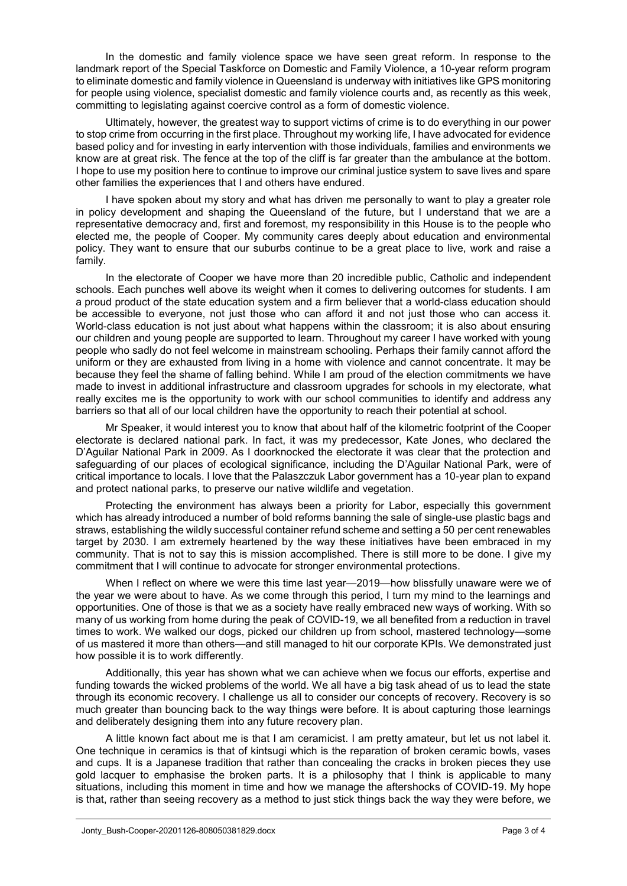In the domestic and family violence space we have seen great reform. In response to the landmark report of the Special Taskforce on Domestic and Family Violence, a 10-year reform program to eliminate domestic and family violence in Queensland is underway with initiatives like GPS monitoring for people using violence, specialist domestic and family violence courts and, as recently as this week, committing to legislating against coercive control as a form of domestic violence.

Ultimately, however, the greatest way to support victims of crime is to do everything in our power to stop crime from occurring in the first place. Throughout my working life, I have advocated for evidence based policy and for investing in early intervention with those individuals, families and environments we know are at great risk. The fence at the top of the cliff is far greater than the ambulance at the bottom. I hope to use my position here to continue to improve our criminal justice system to save lives and spare other families the experiences that I and others have endured.

I have spoken about my story and what has driven me personally to want to play a greater role in policy development and shaping the Queensland of the future, but I understand that we are a representative democracy and, first and foremost, my responsibility in this House is to the people who elected me, the people of Cooper. My community cares deeply about education and environmental policy. They want to ensure that our suburbs continue to be a great place to live, work and raise a family.

In the electorate of Cooper we have more than 20 incredible public, Catholic and independent schools. Each punches well above its weight when it comes to delivering outcomes for students. I am a proud product of the state education system and a firm believer that a world-class education should be accessible to everyone, not just those who can afford it and not just those who can access it. World-class education is not just about what happens within the classroom; it is also about ensuring our children and young people are supported to learn. Throughout my career I have worked with young people who sadly do not feel welcome in mainstream schooling. Perhaps their family cannot afford the uniform or they are exhausted from living in a home with violence and cannot concentrate. It may be because they feel the shame of falling behind. While I am proud of the election commitments we have made to invest in additional infrastructure and classroom upgrades for schools in my electorate, what really excites me is the opportunity to work with our school communities to identify and address any barriers so that all of our local children have the opportunity to reach their potential at school.

Mr Speaker, it would interest you to know that about half of the kilometric footprint of the Cooper electorate is declared national park. In fact, it was my predecessor, Kate Jones, who declared the D'Aguilar National Park in 2009. As I doorknocked the electorate it was clear that the protection and safeguarding of our places of ecological significance, including the D'Aguilar National Park, were of critical importance to locals. I love that the Palaszczuk Labor government has a 10-year plan to expand and protect national parks, to preserve our native wildlife and vegetation.

Protecting the environment has always been a priority for Labor, especially this government which has already introduced a number of bold reforms banning the sale of single-use plastic bags and straws, establishing the wildly successful container refund scheme and setting a 50 per cent renewables target by 2030. I am extremely heartened by the way these initiatives have been embraced in my community. That is not to say this is mission accomplished. There is still more to be done. I give my commitment that I will continue to advocate for stronger environmental protections.

When I reflect on where we were this time last year—2019—how blissfully unaware were we of the year we were about to have. As we come through this period, I turn my mind to the learnings and opportunities. One of those is that we as a society have really embraced new ways of working. With so many of us working from home during the peak of COVID-19, we all benefited from a reduction in travel times to work. We walked our dogs, picked our children up from school, mastered technology—some of us mastered it more than others—and still managed to hit our corporate KPIs. We demonstrated just how possible it is to work differently.

Additionally, this year has shown what we can achieve when we focus our efforts, expertise and funding towards the wicked problems of the world. We all have a big task ahead of us to lead the state through its economic recovery. I challenge us all to consider our concepts of recovery. Recovery is so much greater than bouncing back to the way things were before. It is about capturing those learnings and deliberately designing them into any future recovery plan.

A little known fact about me is that I am ceramicist. I am pretty amateur, but let us not label it. One technique in ceramics is that of kintsugi which is the reparation of broken ceramic bowls, vases and cups. It is a Japanese tradition that rather than concealing the cracks in broken pieces they use gold lacquer to emphasise the broken parts. It is a philosophy that I think is applicable to many situations, including this moment in time and how we manage the aftershocks of COVID-19. My hope is that, rather than seeing recovery as a method to just stick things back the way they were before, we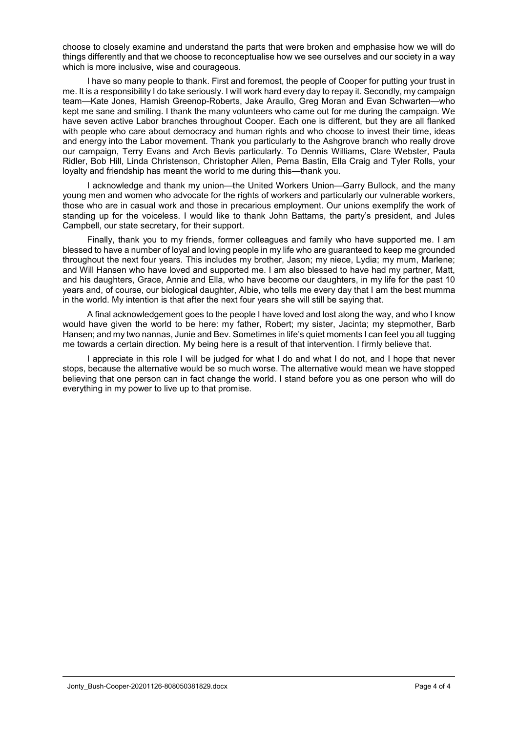choose to closely examine and understand the parts that were broken and emphasise how we will do things differently and that we choose to reconceptualise how we see ourselves and our society in a way which is more inclusive, wise and courageous.

I have so many people to thank. First and foremost, the people of Cooper for putting your trust in me. It is a responsibility I do take seriously. I will work hard every day to repay it. Secondly, my campaign team—Kate Jones, Hamish Greenop-Roberts, Jake Araullo, Greg Moran and Evan Schwarten—who kept me sane and smiling. I thank the many volunteers who came out for me during the campaign. We have seven active Labor branches throughout Cooper. Each one is different, but they are all flanked with people who care about democracy and human rights and who choose to invest their time, ideas and energy into the Labor movement. Thank you particularly to the Ashgrove branch who really drove our campaign, Terry Evans and Arch Bevis particularly. To Dennis Williams, Clare Webster, Paula Ridler, Bob Hill, Linda Christenson, Christopher Allen, Pema Bastin, Ella Craig and Tyler Rolls, your loyalty and friendship has meant the world to me during this—thank you.

I acknowledge and thank my union—the United Workers Union—Garry Bullock, and the many young men and women who advocate for the rights of workers and particularly our vulnerable workers, those who are in casual work and those in precarious employment. Our unions exemplify the work of standing up for the voiceless. I would like to thank John Battams, the party's president, and Jules Campbell, our state secretary, for their support.

Finally, thank you to my friends, former colleagues and family who have supported me. I am blessed to have a number of loyal and loving people in my life who are guaranteed to keep me grounded throughout the next four years. This includes my brother, Jason; my niece, Lydia; my mum, Marlene; and Will Hansen who have loved and supported me. I am also blessed to have had my partner, Matt, and his daughters, Grace, Annie and Ella, who have become our daughters, in my life for the past 10 years and, of course, our biological daughter, Albie, who tells me every day that I am the best mumma in the world. My intention is that after the next four years she will still be saying that.

A final acknowledgement goes to the people I have loved and lost along the way, and who I know would have given the world to be here: my father, Robert; my sister, Jacinta; my stepmother, Barb Hansen; and my two nannas, Junie and Bev. Sometimes in life's quiet moments I can feel you all tugging me towards a certain direction. My being here is a result of that intervention. I firmly believe that.

I appreciate in this role I will be judged for what I do and what I do not, and I hope that never stops, because the alternative would be so much worse. The alternative would mean we have stopped believing that one person can in fact change the world. I stand before you as one person who will do everything in my power to live up to that promise.